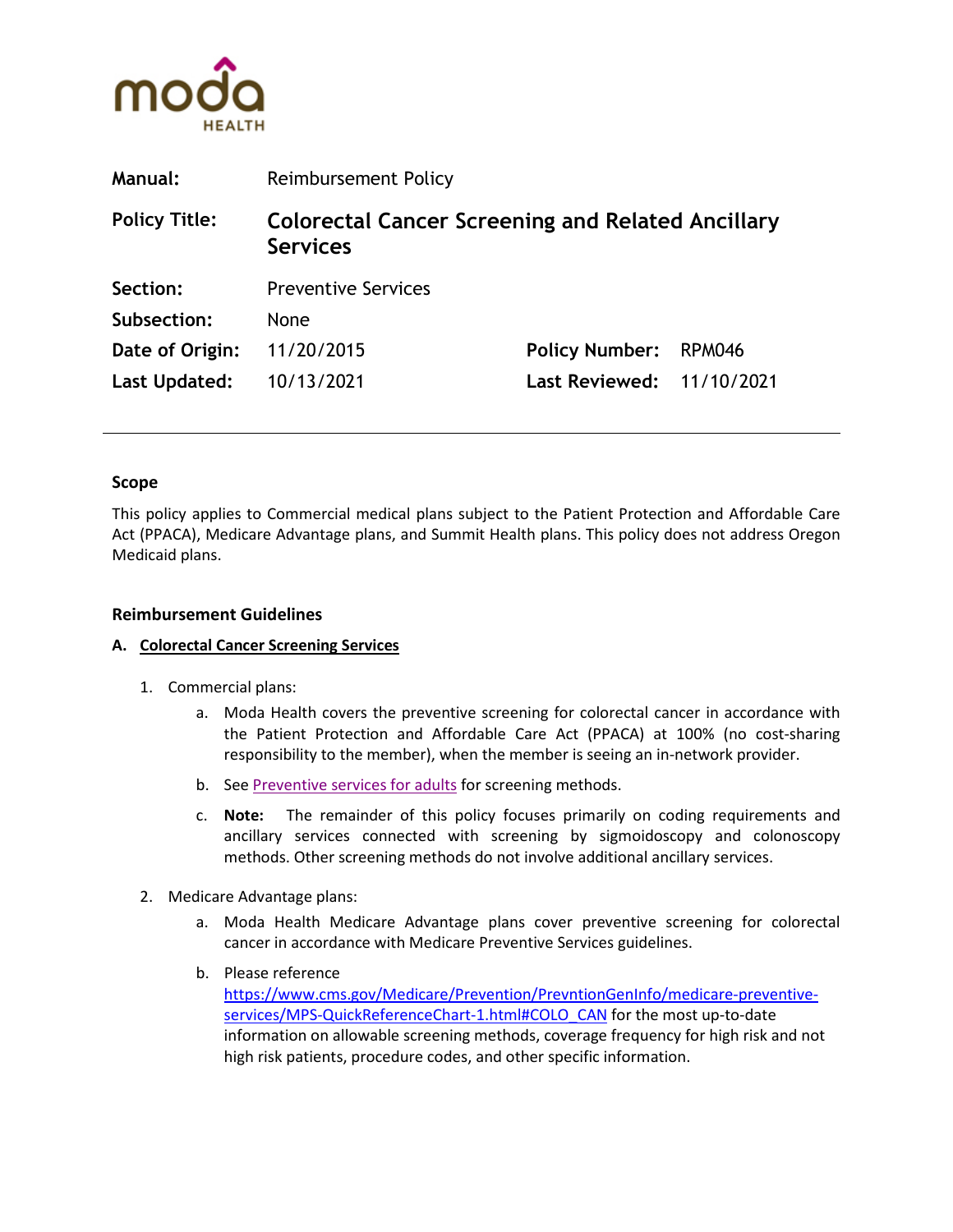moda HEALTH

| | | | |
|---|---|---|---|
| **Manual:** | Reimbursement Policy | | |
| **Policy Title:** | **Colorectal Cancer Screening and Related Ancillary Services** | | |
| **Section:** | Preventive Services | | |
| **Subsection:** | None | | |
| **Date of Origin:** | 11/20/2015 | **Policy Number:** | RPM046 |
| **Last Updated:** | 10/13/2021 | **Last Reviewed:** | 11/10/2021 |

## Scope

This policy applies to Commercial medical plans subject to the Patient Protection and Affordable Care Act (PPACA), Medicare Advantage plans, and Summit Health plans. This policy does not address Oregon Medicaid plans.

## Reimbursement Guidelines

### A. Colorectal Cancer Screening Services

1. Commercial plans:
   a. Moda Health covers the preventive screening for colorectal cancer in accordance with the Patient Protection and Affordable Care Act (PPACA) at 100% (no cost-sharing responsibility to the member), when the member is seeing an in-network provider.
   b. See Preventive services for adults for screening methods.
   c. **Note:** The remainder of this policy focuses primarily on coding requirements and ancillary services connected with screening by sigmoidoscopy and colonoscopy methods. Other screening methods do not involve additional ancillary services.

2. Medicare Advantage plans:
   a. Moda Health Medicare Advantage plans cover preventive screening for colorectal cancer in accordance with Medicare Preventive Services guidelines.
   b. Please reference https://www.cms.gov/Medicare/Prevention/PrevntionGenInfo/medicare-preventive-services/MPS-QuickReferenceChart-1.html#COLO_CAN for the most up-to-date information on allowable screening methods, coverage frequency for high risk and not high risk patients, procedure codes, and other specific information.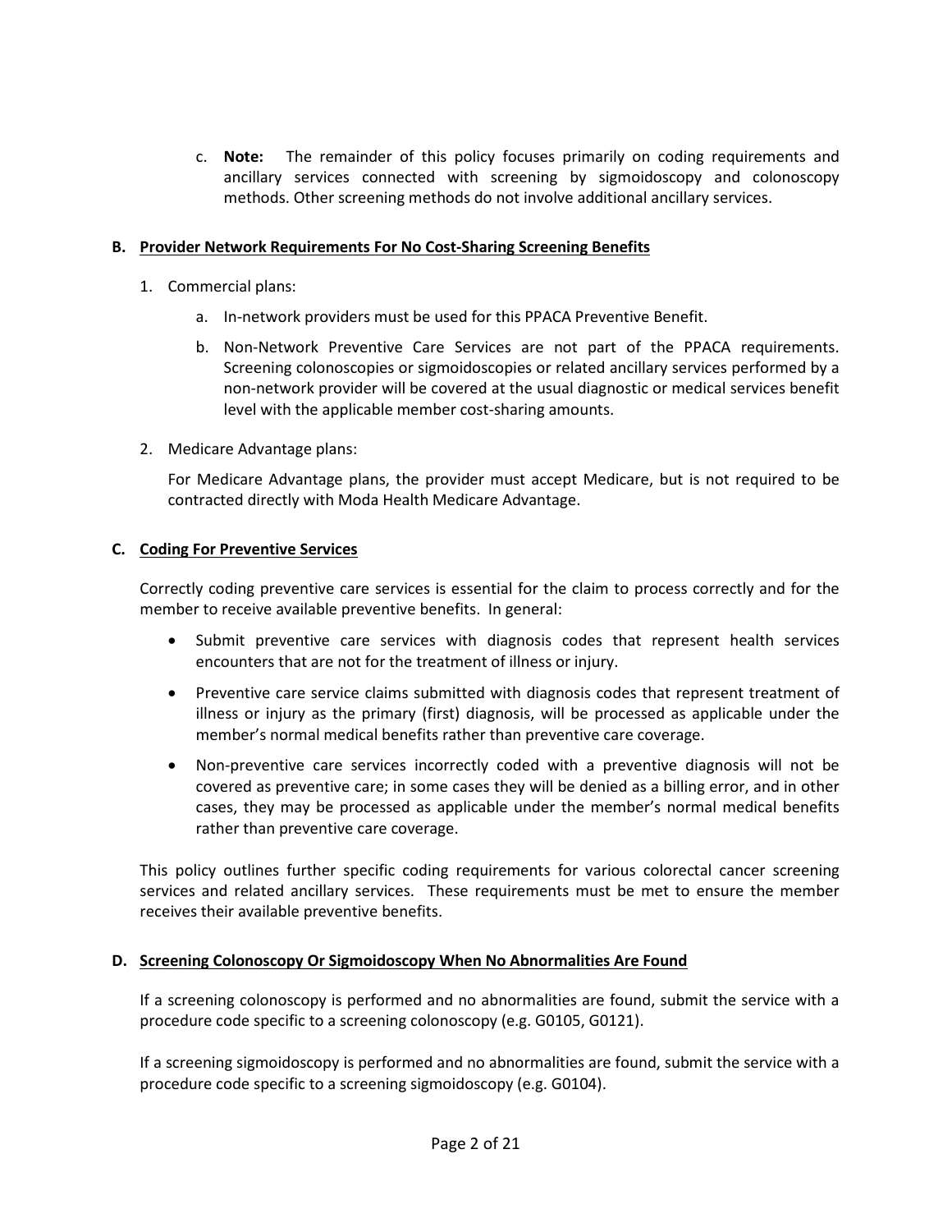c. **Note:** The remainder of this policy focuses primarily on coding requirements and ancillary services connected with screening by sigmoidoscopy and colonoscopy methods. Other screening methods do not involve additional ancillary services.

### B. Provider Network Requirements For No Cost-Sharing Screening Benefits

1. Commercial plans:

   a. In-network providers must be used for this PPACA Preventive Benefit.

   b. Non-Network Preventive Care Services are not part of the PPACA requirements. Screening colonoscopies or sigmoidoscopies or related ancillary services performed by a non-network provider will be covered at the usual diagnostic or medical services benefit level with the applicable member cost-sharing amounts.

2. Medicare Advantage plans:

   For Medicare Advantage plans, the provider must accept Medicare, but is not required to be contracted directly with Moda Health Medicare Advantage.

### C. Coding For Preventive Services

Correctly coding preventive care services is essential for the claim to process correctly and for the member to receive available preventive benefits. In general:

- Submit preventive care services with diagnosis codes that represent health services encounters that are not for the treatment of illness or injury.
- Preventive care service claims submitted with diagnosis codes that represent treatment of illness or injury as the primary (first) diagnosis, will be processed as applicable under the member's normal medical benefits rather than preventive care coverage.
- Non-preventive care services incorrectly coded with a preventive diagnosis will not be covered as preventive care; in some cases they will be denied as a billing error, and in other cases, they may be processed as applicable under the member's normal medical benefits rather than preventive care coverage.

This policy outlines further specific coding requirements for various colorectal cancer screening services and related ancillary services. These requirements must be met to ensure the member receives their available preventive benefits.

### D. Screening Colonoscopy Or Sigmoidoscopy When No Abnormalities Are Found

If a screening colonoscopy is performed and no abnormalities are found, submit the service with a procedure code specific to a screening colonoscopy (e.g. G0105, G0121).

If a screening sigmoidoscopy is performed and no abnormalities are found, submit the service with a procedure code specific to a screening sigmoidoscopy (e.g. G0104).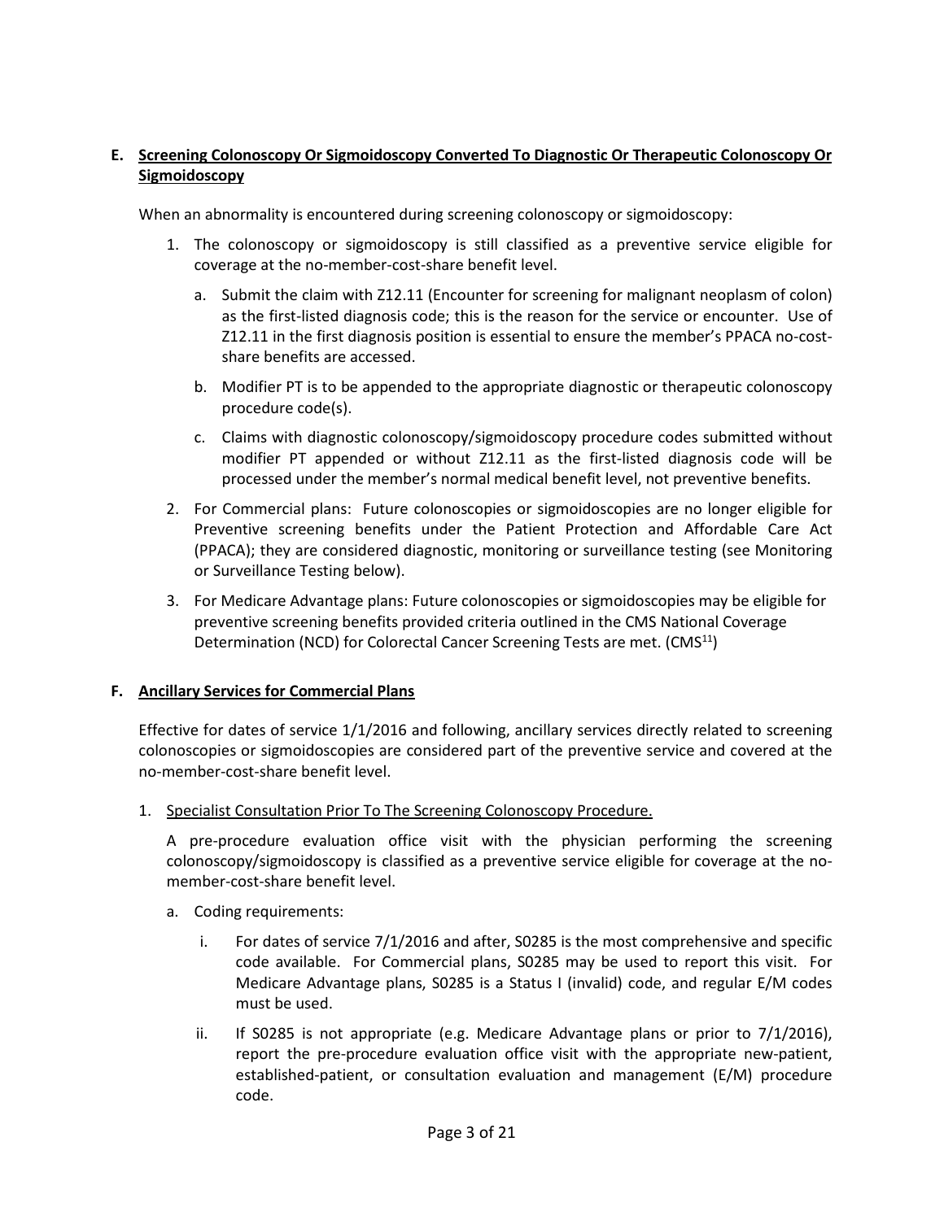**E. Screening Colonoscopy Or Sigmoidoscopy Converted To Diagnostic Or Therapeutic Colonoscopy Or Sigmoidoscopy**

When an abnormality is encountered during screening colonoscopy or sigmoidoscopy:

1. The colonoscopy or sigmoidoscopy is still classified as a preventive service eligible for coverage at the no-member-cost-share benefit level.
   a. Submit the claim with Z12.11 (Encounter for screening for malignant neoplasm of colon) as the first-listed diagnosis code; this is the reason for the service or encounter. Use of Z12.11 in the first diagnosis position is essential to ensure the member's PPACA no-cost-share benefits are accessed.
   b. Modifier PT is to be appended to the appropriate diagnostic or therapeutic colonoscopy procedure code(s).
   c. Claims with diagnostic colonoscopy/sigmoidoscopy procedure codes submitted without modifier PT appended or without Z12.11 as the first-listed diagnosis code will be processed under the member's normal medical benefit level, not preventive benefits.
2. For Commercial plans: Future colonoscopies or sigmoidoscopies are no longer eligible for Preventive screening benefits under the Patient Protection and Affordable Care Act (PPACA); they are considered diagnostic, monitoring or surveillance testing (see Monitoring or Surveillance Testing below).
3. For Medicare Advantage plans: Future colonoscopies or sigmoidoscopies may be eligible for preventive screening benefits provided criteria outlined in the CMS National Coverage Determination (NCD) for Colorectal Cancer Screening Tests are met. (CMS[11])

**F. Ancillary Services for Commercial Plans**

Effective for dates of service 1/1/2016 and following, ancillary services directly related to screening colonoscopies or sigmoidoscopies are considered part of the preventive service and covered at the no-member-cost-share benefit level.

1. Specialist Consultation Prior To The Screening Colonoscopy Procedure.

   A pre-procedure evaluation office visit with the physician performing the screening colonoscopy/sigmoidoscopy is classified as a preventive service eligible for coverage at the no-member-cost-share benefit level.

   a. Coding requirements:
      i. For dates of service 7/1/2016 and after, S0285 is the most comprehensive and specific code available. For Commercial plans, S0285 may be used to report this visit. For Medicare Advantage plans, S0285 is a Status I (invalid) code, and regular E/M codes must be used.
      ii. If S0285 is not appropriate (e.g. Medicare Advantage plans or prior to 7/1/2016), report the pre-procedure evaluation office visit with the appropriate new-patient, established-patient, or consultation evaluation and management (E/M) procedure code.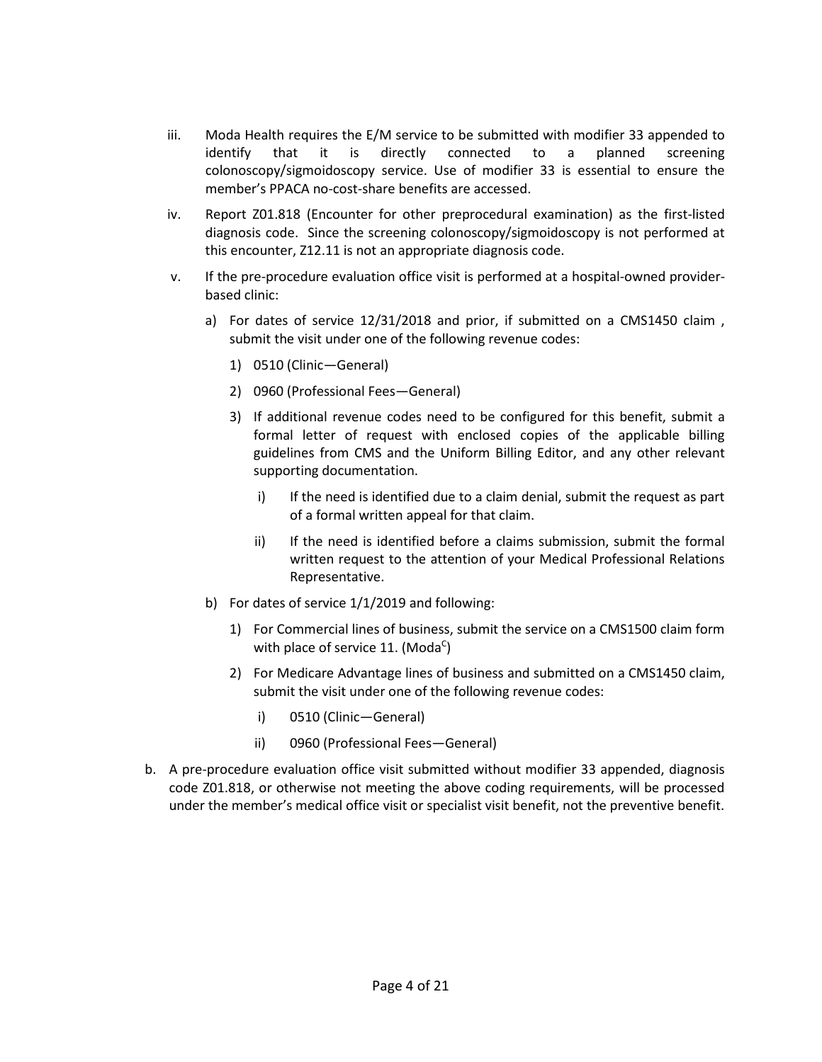iii. Moda Health requires the E/M service to be submitted with modifier 33 appended to identify that it is directly connected to a planned screening colonoscopy/sigmoidoscopy service. Use of modifier 33 is essential to ensure the member's PPACA no-cost-share benefits are accessed.

iv. Report Z01.818 (Encounter for other preprocedural examination) as the first-listed diagnosis code. Since the screening colonoscopy/sigmoidoscopy is not performed at this encounter, Z12.11 is not an appropriate diagnosis code.

v. If the pre-procedure evaluation office visit is performed at a hospital-owned provider-based clinic:

   a) For dates of service 12/31/2018 and prior, if submitted on a CMS1450 claim , submit the visit under one of the following revenue codes:

      1) 0510 (Clinic—General)

      2) 0960 (Professional Fees—General)

      3) If additional revenue codes need to be configured for this benefit, submit a formal letter of request with enclosed copies of the applicable billing guidelines from CMS and the Uniform Billing Editor, and any other relevant supporting documentation.

         i) If the need is identified due to a claim denial, submit the request as part of a formal written appeal for that claim.

         ii) If the need is identified before a claims submission, submit the formal written request to the attention of your Medical Professional Relations Representative.

   b) For dates of service 1/1/2019 and following:

      1) For Commercial lines of business, submit the service on a CMS1500 claim form with place of service 11. (Moda[C])

      2) For Medicare Advantage lines of business and submitted on a CMS1450 claim, submit the visit under one of the following revenue codes:

         i) 0510 (Clinic—General)

         ii) 0960 (Professional Fees—General)

b. A pre-procedure evaluation office visit submitted without modifier 33 appended, diagnosis code Z01.818, or otherwise not meeting the above coding requirements, will be processed under the member's medical office visit or specialist visit benefit, not the preventive benefit.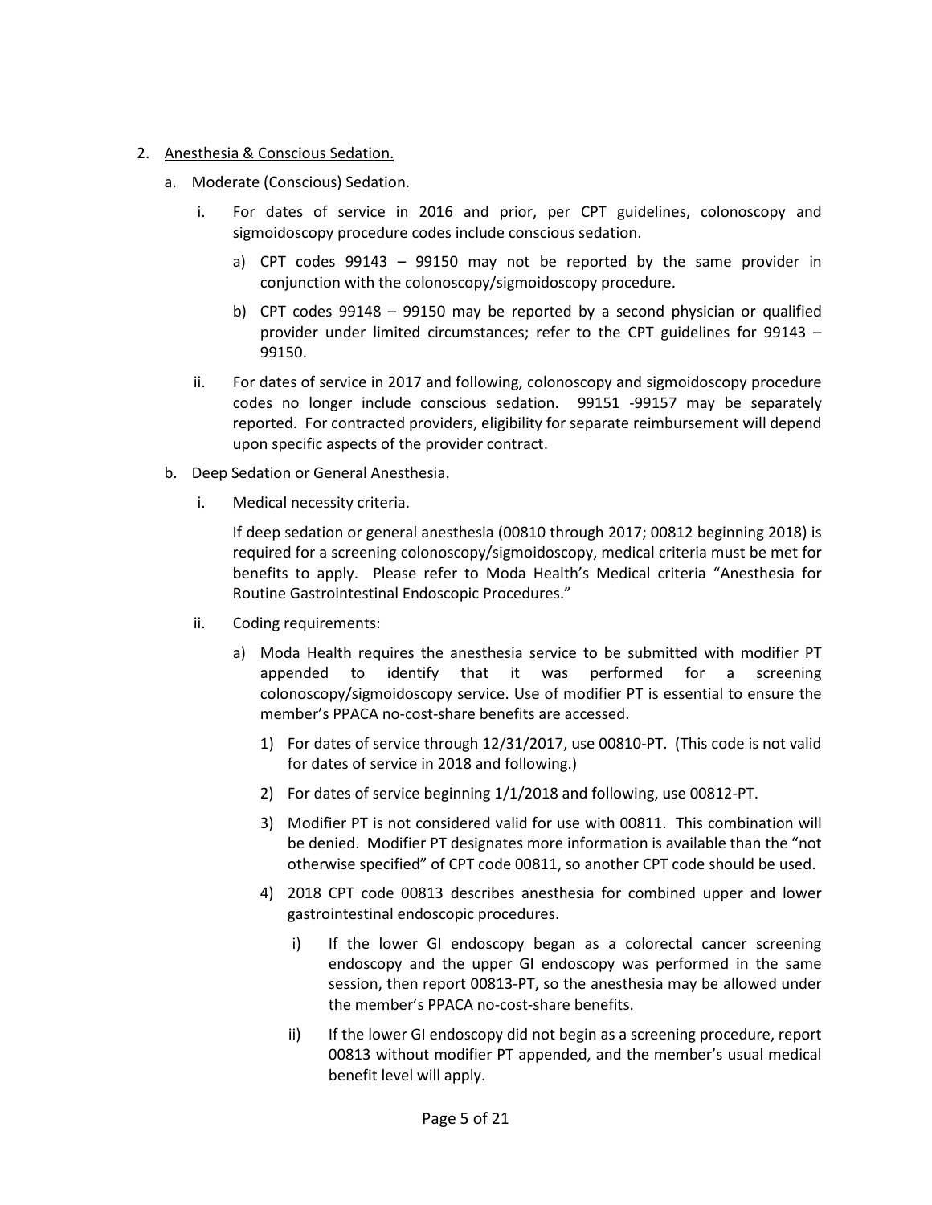2. <u>Anesthesia & Conscious Sedation.</u>

   a. Moderate (Conscious) Sedation.

      i. For dates of service in 2016 and prior, per CPT guidelines, colonoscopy and sigmoidoscopy procedure codes include conscious sedation.

         a) CPT codes 99143 – 99150 may not be reported by the same provider in conjunction with the colonoscopy/sigmoidoscopy procedure.

         b) CPT codes 99148 – 99150 may be reported by a second physician or qualified provider under limited circumstances; refer to the CPT guidelines for 99143 – 99150.

      ii. For dates of service in 2017 and following, colonoscopy and sigmoidoscopy procedure codes no longer include conscious sedation. 99151 -99157 may be separately reported. For contracted providers, eligibility for separate reimbursement will depend upon specific aspects of the provider contract.

   b. Deep Sedation or General Anesthesia.

      i. Medical necessity criteria.

         If deep sedation or general anesthesia (00810 through 2017; 00812 beginning 2018) is required for a screening colonoscopy/sigmoidoscopy, medical criteria must be met for benefits to apply. Please refer to Moda Health's Medical criteria "Anesthesia for Routine Gastrointestinal Endoscopic Procedures."

      ii. Coding requirements:

         a) Moda Health requires the anesthesia service to be submitted with modifier PT appended to identify that it was performed for a screening colonoscopy/sigmoidoscopy service. Use of modifier PT is essential to ensure the member's PPACA no-cost-share benefits are accessed.

            1) For dates of service through 12/31/2017, use 00810-PT. (This code is not valid for dates of service in 2018 and following.)

            2) For dates of service beginning 1/1/2018 and following, use 00812-PT.

            3) Modifier PT is not considered valid for use with 00811. This combination will be denied. Modifier PT designates more information is available than the "not otherwise specified" of CPT code 00811, so another CPT code should be used.

            4) 2018 CPT code 00813 describes anesthesia for combined upper and lower gastrointestinal endoscopic procedures.

               i) If the lower GI endoscopy began as a colorectal cancer screening endoscopy and the upper GI endoscopy was performed in the same session, then report 00813-PT, so the anesthesia may be allowed under the member's PPACA no-cost-share benefits.

               ii) If the lower GI endoscopy did not begin as a screening procedure, report 00813 without modifier PT appended, and the member's usual medical benefit level will apply.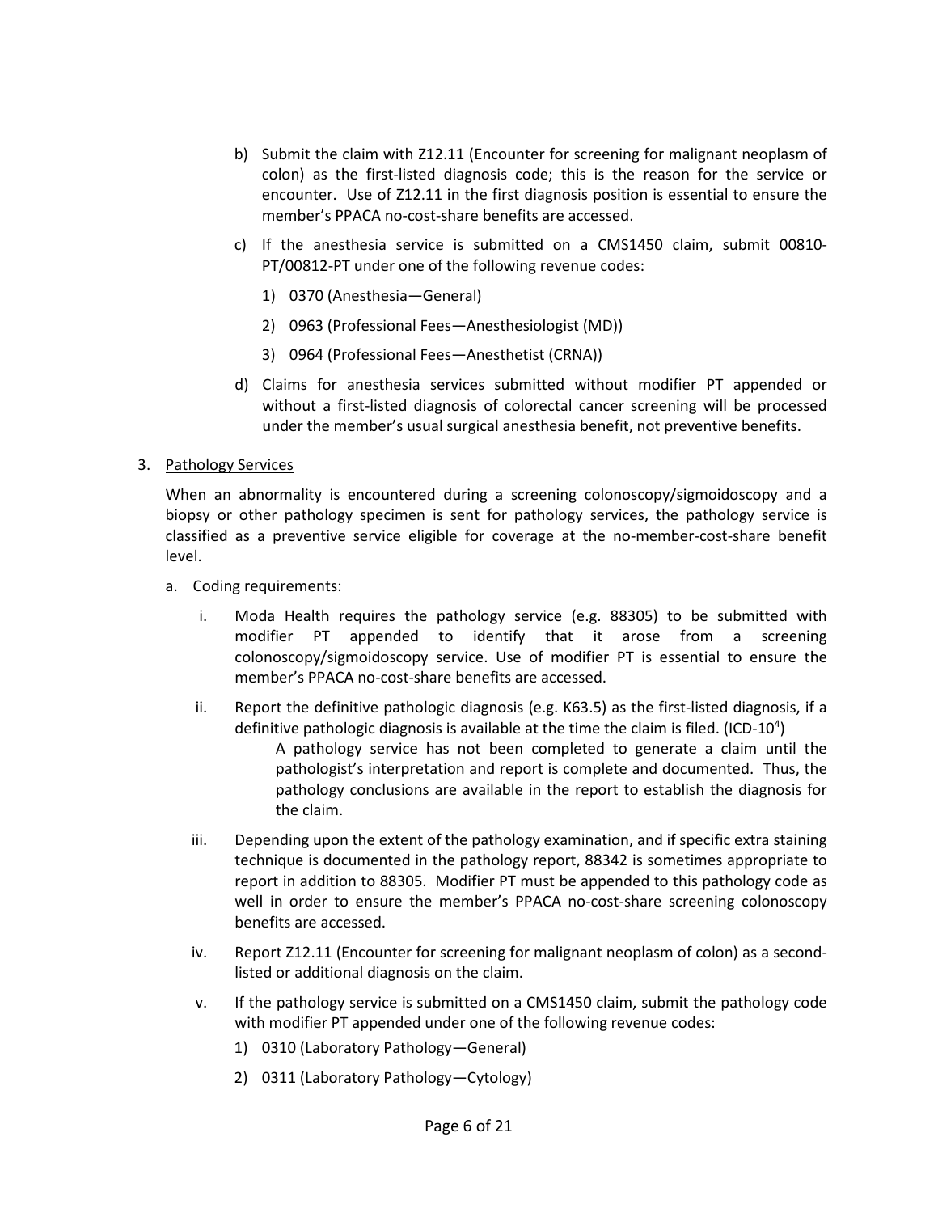b) Submit the claim with Z12.11 (Encounter for screening for malignant neoplasm of colon) as the first-listed diagnosis code; this is the reason for the service or encounter. Use of Z12.11 in the first diagnosis position is essential to ensure the member's PPACA no-cost-share benefits are accessed.

c) If the anesthesia service is submitted on a CMS1450 claim, submit 00810-PT/00812-PT under one of the following revenue codes:

   1) 0370 (Anesthesia—General)

   2) 0963 (Professional Fees—Anesthesiologist (MD))

   3) 0964 (Professional Fees—Anesthetist (CRNA))

d) Claims for anesthesia services submitted without modifier PT appended or without a first-listed diagnosis of colorectal cancer screening will be processed under the member's usual surgical anesthesia benefit, not preventive benefits.

3. <u>Pathology Services</u>

   When an abnormality is encountered during a screening colonoscopy/sigmoidoscopy and a biopsy or other pathology specimen is sent for pathology services, the pathology service is classified as a preventive service eligible for coverage at the no-member-cost-share benefit level.

   a. Coding requirements:

      i. Moda Health requires the pathology service (e.g. 88305) to be submitted with modifier PT appended to identify that it arose from a screening colonoscopy/sigmoidoscopy service. Use of modifier PT is essential to ensure the member's PPACA no-cost-share benefits are accessed.

      ii. Report the definitive pathologic diagnosis (e.g. K63.5) as the first-listed diagnosis, if a definitive pathologic diagnosis is available at the time the claim is filed. (ICD-10[4])

         A pathology service has not been completed to generate a claim until the pathologist's interpretation and report is complete and documented. Thus, the pathology conclusions are available in the report to establish the diagnosis for the claim.

      iii. Depending upon the extent of the pathology examination, and if specific extra staining technique is documented in the pathology report, 88342 is sometimes appropriate to report in addition to 88305. Modifier PT must be appended to this pathology code as well in order to ensure the member's PPACA no-cost-share screening colonoscopy benefits are accessed.

      iv. Report Z12.11 (Encounter for screening for malignant neoplasm of colon) as a second-listed or additional diagnosis on the claim.

      v. If the pathology service is submitted on a CMS1450 claim, submit the pathology code with modifier PT appended under one of the following revenue codes:

         1) 0310 (Laboratory Pathology—General)

         2) 0311 (Laboratory Pathology—Cytology)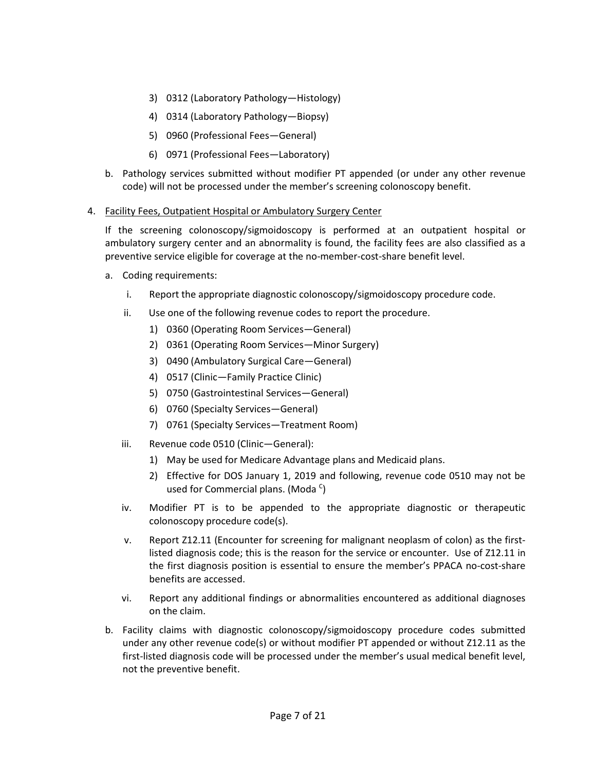3) 0312 (Laboratory Pathology—Histology)
4) 0314 (Laboratory Pathology—Biopsy)
5) 0960 (Professional Fees—General)
6) 0971 (Professional Fees—Laboratory)

b. Pathology services submitted without modifier PT appended (or under any other revenue code) will not be processed under the member's screening colonoscopy benefit.

4. Facility Fees, Outpatient Hospital or Ambulatory Surgery Center

   If the screening colonoscopy/sigmoidoscopy is performed at an outpatient hospital or ambulatory surgery center and an abnormality is found, the facility fees are also classified as a preventive service eligible for coverage at the no-member-cost-share benefit level.

   a. Coding requirements:

      i. Report the appropriate diagnostic colonoscopy/sigmoidoscopy procedure code.

      ii. Use one of the following revenue codes to report the procedure.
         1) 0360 (Operating Room Services—General)
         2) 0361 (Operating Room Services—Minor Surgery)
         3) 0490 (Ambulatory Surgical Care—General)
         4) 0517 (Clinic—Family Practice Clinic)
         5) 0750 (Gastrointestinal Services—General)
         6) 0760 (Specialty Services—General)
         7) 0761 (Specialty Services—Treatment Room)

      iii. Revenue code 0510 (Clinic—General):
         1) May be used for Medicare Advantage plans and Medicaid plans.
         2) Effective for DOS January 1, 2019 and following, revenue code 0510 may not be used for Commercial plans. (Moda [C])

      iv. Modifier PT is to be appended to the appropriate diagnostic or therapeutic colonoscopy procedure code(s).

      v. Report Z12.11 (Encounter for screening for malignant neoplasm of colon) as the first-listed diagnosis code; this is the reason for the service or encounter. Use of Z12.11 in the first diagnosis position is essential to ensure the member's PPACA no-cost-share benefits are accessed.

      vi. Report any additional findings or abnormalities encountered as additional diagnoses on the claim.

   b. Facility claims with diagnostic colonoscopy/sigmoidoscopy procedure codes submitted under any other revenue code(s) or without modifier PT appended or without Z12.11 as the first-listed diagnosis code will be processed under the member's usual medical benefit level, not the preventive benefit.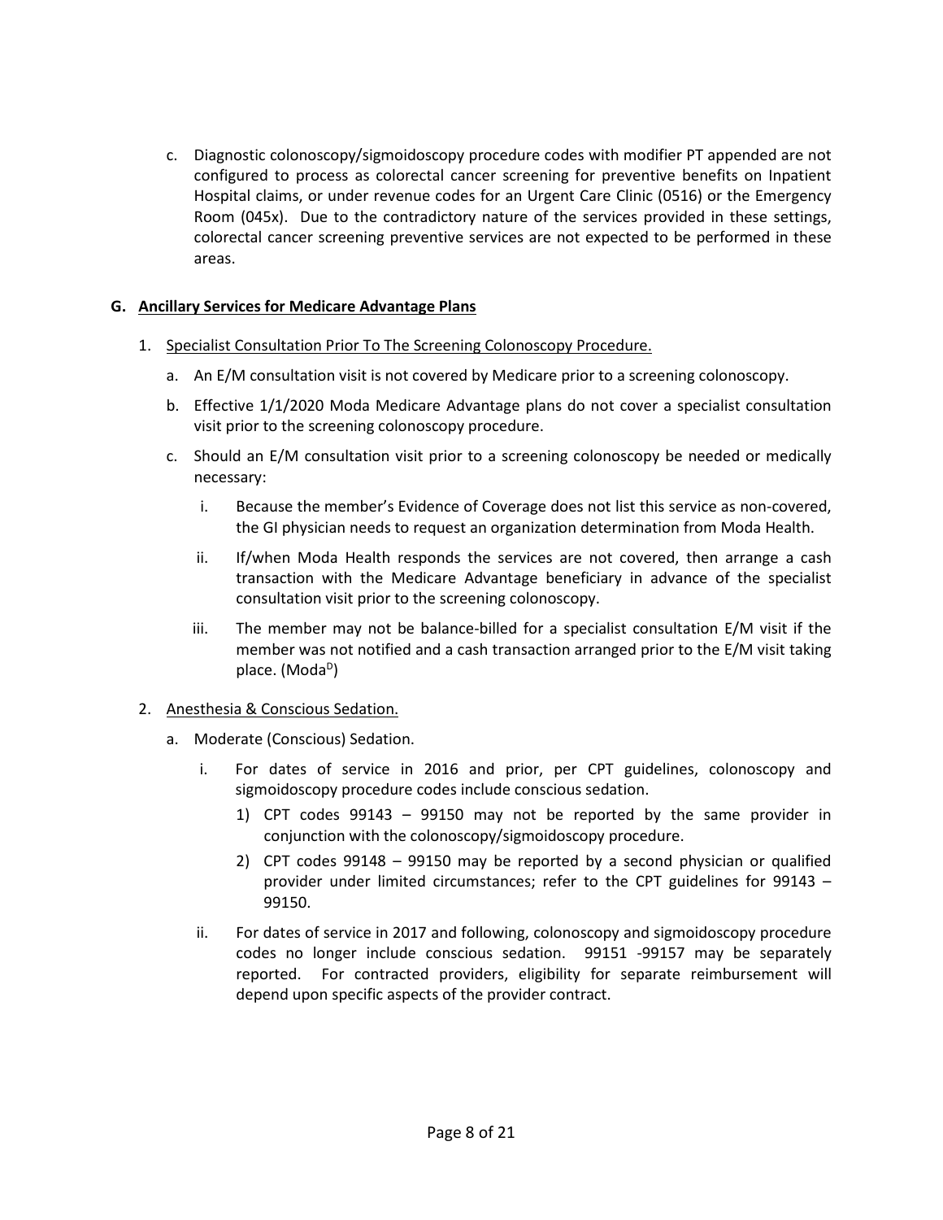c. Diagnostic colonoscopy/sigmoidoscopy procedure codes with modifier PT appended are not configured to process as colorectal cancer screening for preventive benefits on Inpatient Hospital claims, or under revenue codes for an Urgent Care Clinic (0516) or the Emergency Room (045x). Due to the contradictory nature of the services provided in these settings, colorectal cancer screening preventive services are not expected to be performed in these areas.

### G. Ancillary Services for Medicare Advantage Plans

1. Specialist Consultation Prior To The Screening Colonoscopy Procedure.
   a. An E/M consultation visit is not covered by Medicare prior to a screening colonoscopy.
   b. Effective 1/1/2020 Moda Medicare Advantage plans do not cover a specialist consultation visit prior to the screening colonoscopy procedure.
   c. Should an E/M consultation visit prior to a screening colonoscopy be needed or medically necessary:
      i. Because the member's Evidence of Coverage does not list this service as non-covered, the GI physician needs to request an organization determination from Moda Health.
      ii. If/when Moda Health responds the services are not covered, then arrange a cash transaction with the Medicare Advantage beneficiary in advance of the specialist consultation visit prior to the screening colonoscopy.
      iii. The member may not be balance-billed for a specialist consultation E/M visit if the member was not notified and a cash transaction arranged prior to the E/M visit taking place. (Moda[D])

2. Anesthesia & Conscious Sedation.
   a. Moderate (Conscious) Sedation.
      i. For dates of service in 2016 and prior, per CPT guidelines, colonoscopy and sigmoidoscopy procedure codes include conscious sedation.
         1) CPT codes 99143 – 99150 may not be reported by the same provider in conjunction with the colonoscopy/sigmoidoscopy procedure.
         2) CPT codes 99148 – 99150 may be reported by a second physician or qualified provider under limited circumstances; refer to the CPT guidelines for 99143 – 99150.
      ii. For dates of service in 2017 and following, colonoscopy and sigmoidoscopy procedure codes no longer include conscious sedation. 99151 -99157 may be separately reported. For contracted providers, eligibility for separate reimbursement will depend upon specific aspects of the provider contract.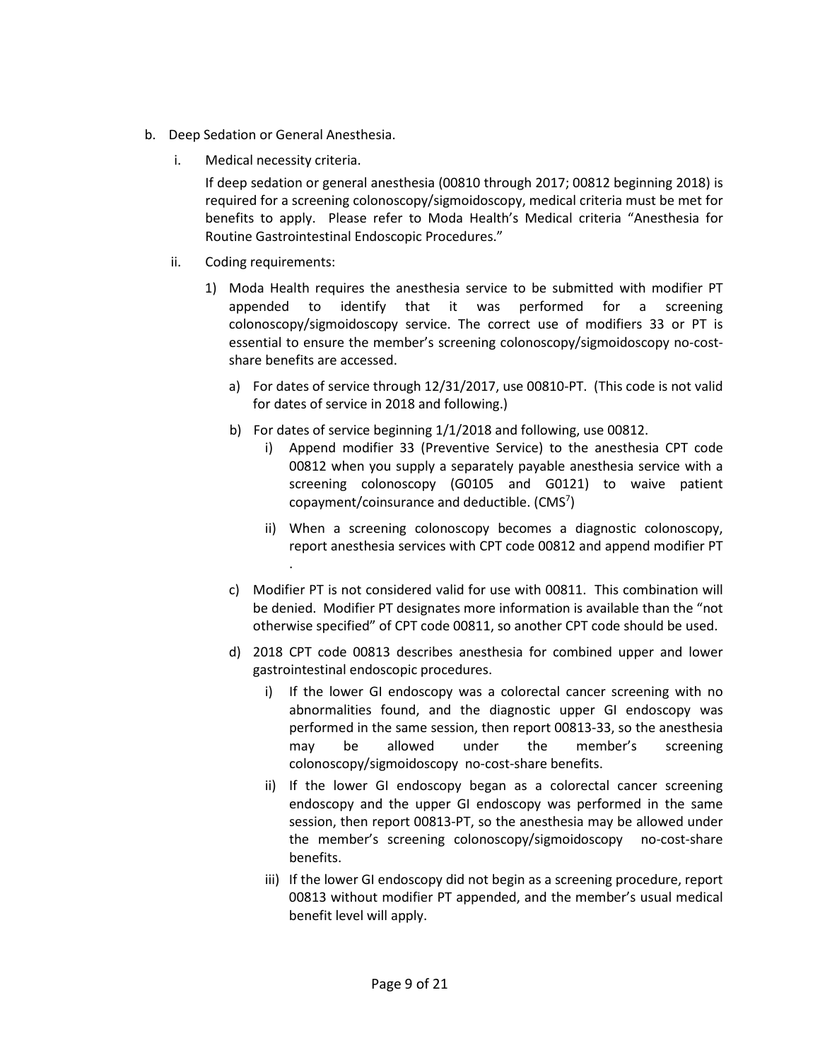b. Deep Sedation or General Anesthesia.

   i. Medical necessity criteria.

      If deep sedation or general anesthesia (00810 through 2017; 00812 beginning 2018) is required for a screening colonoscopy/sigmoidoscopy, medical criteria must be met for benefits to apply. Please refer to Moda Health's Medical criteria "Anesthesia for Routine Gastrointestinal Endoscopic Procedures."

   ii. Coding requirements:

      1) Moda Health requires the anesthesia service to be submitted with modifier PT appended to identify that it was performed for a screening colonoscopy/sigmoidoscopy service. The correct use of modifiers 33 or PT is essential to ensure the member's screening colonoscopy/sigmoidoscopy no-cost-share benefits are accessed.

         a) For dates of service through 12/31/2017, use 00810-PT. (This code is not valid for dates of service in 2018 and following.)

         b) For dates of service beginning 1/1/2018 and following, use 00812.

            i) Append modifier 33 (Preventive Service) to the anesthesia CPT code 00812 when you supply a separately payable anesthesia service with a screening colonoscopy (G0105 and G0121) to waive patient copayment/coinsurance and deductible. (CMS[7])

            ii) When a screening colonoscopy becomes a diagnostic colonoscopy, report anesthesia services with CPT code 00812 and append modifier PT .

         c) Modifier PT is not considered valid for use with 00811. This combination will be denied. Modifier PT designates more information is available than the "not otherwise specified" of CPT code 00811, so another CPT code should be used.

         d) 2018 CPT code 00813 describes anesthesia for combined upper and lower gastrointestinal endoscopic procedures.

            i) If the lower GI endoscopy was a colorectal cancer screening with no abnormalities found, and the diagnostic upper GI endoscopy was performed in the same session, then report 00813-33, so the anesthesia may be allowed under the member's screening colonoscopy/sigmoidoscopy no-cost-share benefits.

            ii) If the lower GI endoscopy began as a colorectal cancer screening endoscopy and the upper GI endoscopy was performed in the same session, then report 00813-PT, so the anesthesia may be allowed under the member's screening colonoscopy/sigmoidoscopy no-cost-share benefits.

            iii) If the lower GI endoscopy did not begin as a screening procedure, report 00813 without modifier PT appended, and the member's usual medical benefit level will apply.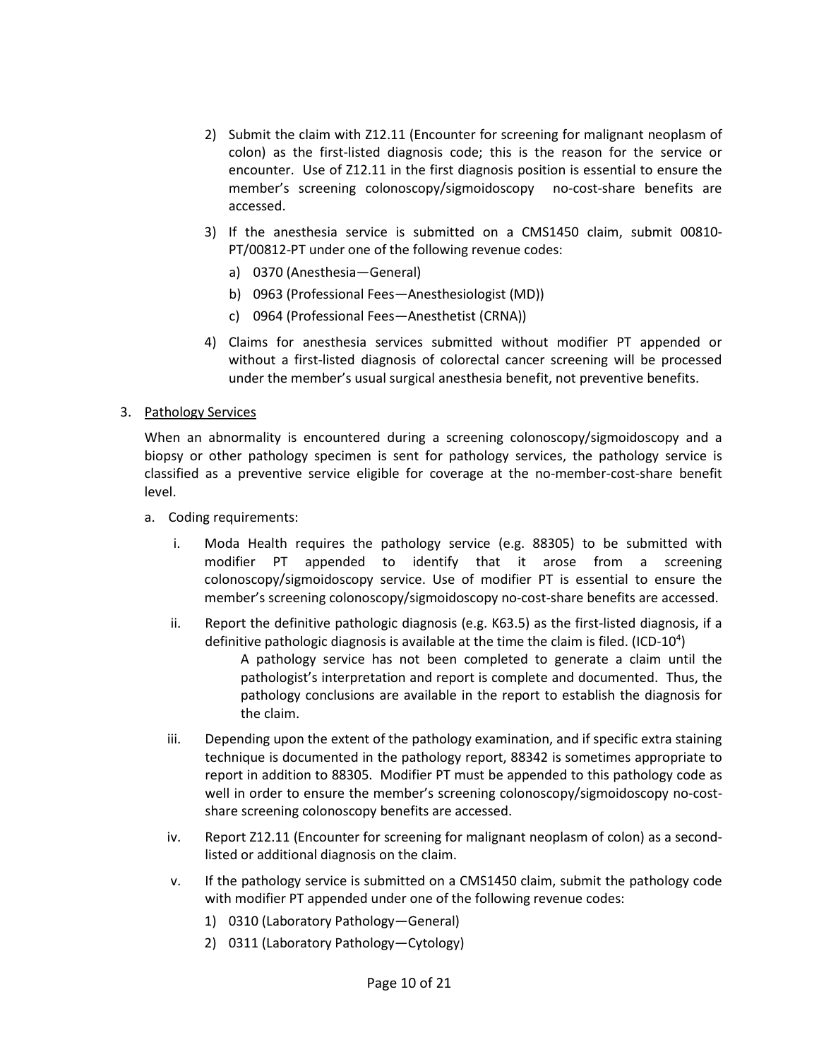2) Submit the claim with Z12.11 (Encounter for screening for malignant neoplasm of colon) as the first-listed diagnosis code; this is the reason for the service or encounter. Use of Z12.11 in the first diagnosis position is essential to ensure the member's screening colonoscopy/sigmoidoscopy no-cost-share benefits are accessed.

3) If the anesthesia service is submitted on a CMS1450 claim, submit 00810-PT/00812-PT under one of the following revenue codes:
   a) 0370 (Anesthesia—General)
   b) 0963 (Professional Fees—Anesthesiologist (MD))
   c) 0964 (Professional Fees—Anesthetist (CRNA))

4) Claims for anesthesia services submitted without modifier PT appended or without a first-listed diagnosis of colorectal cancer screening will be processed under the member's usual surgical anesthesia benefit, not preventive benefits.

3. Pathology Services

When an abnormality is encountered during a screening colonoscopy/sigmoidoscopy and a biopsy or other pathology specimen is sent for pathology services, the pathology service is classified as a preventive service eligible for coverage at the no-member-cost-share benefit level.

a. Coding requirements:

i. Moda Health requires the pathology service (e.g. 88305) to be submitted with modifier PT appended to identify that it arose from a screening colonoscopy/sigmoidoscopy service. Use of modifier PT is essential to ensure the member's screening colonoscopy/sigmoidoscopy no-cost-share benefits are accessed.

ii. Report the definitive pathologic diagnosis (e.g. K63.5) as the first-listed diagnosis, if a definitive pathologic diagnosis is available at the time the claim is filed. (ICD-10[4])

   A pathology service has not been completed to generate a claim until the pathologist's interpretation and report is complete and documented. Thus, the pathology conclusions are available in the report to establish the diagnosis for the claim.

iii. Depending upon the extent of the pathology examination, and if specific extra staining technique is documented in the pathology report, 88342 is sometimes appropriate to report in addition to 88305. Modifier PT must be appended to this pathology code as well in order to ensure the member's screening colonoscopy/sigmoidoscopy no-cost-share screening colonoscopy benefits are accessed.

iv. Report Z12.11 (Encounter for screening for malignant neoplasm of colon) as a second-listed or additional diagnosis on the claim.

v. If the pathology service is submitted on a CMS1450 claim, submit the pathology code with modifier PT appended under one of the following revenue codes:
   1) 0310 (Laboratory Pathology—General)
   2) 0311 (Laboratory Pathology—Cytology)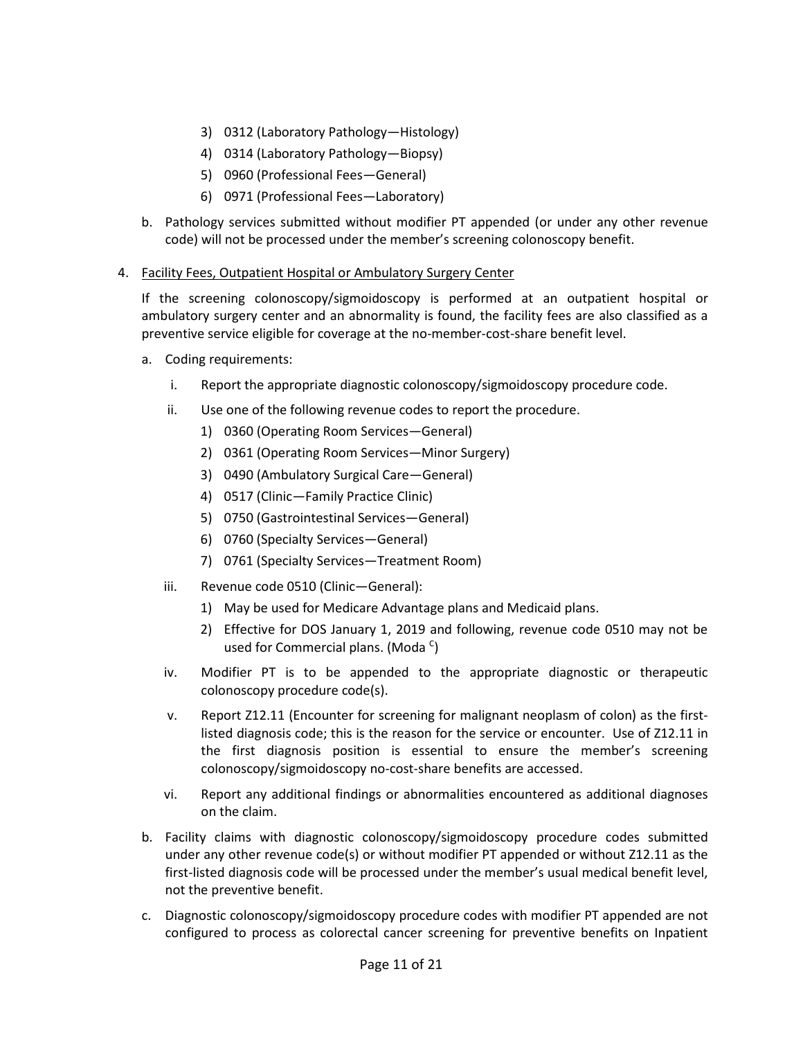3) 0312 (Laboratory Pathology—Histology)
4) 0314 (Laboratory Pathology—Biopsy)
5) 0960 (Professional Fees—General)
6) 0971 (Professional Fees—Laboratory)

b. Pathology services submitted without modifier PT appended (or under any other revenue code) will not be processed under the member's screening colonoscopy benefit.

4. Facility Fees, Outpatient Hospital or Ambulatory Surgery Center

   If the screening colonoscopy/sigmoidoscopy is performed at an outpatient hospital or ambulatory surgery center and an abnormality is found, the facility fees are also classified as a preventive service eligible for coverage at the no-member-cost-share benefit level.

   a. Coding requirements:

      i. Report the appropriate diagnostic colonoscopy/sigmoidoscopy procedure code.

      ii. Use one of the following revenue codes to report the procedure.
         1) 0360 (Operating Room Services—General)
         2) 0361 (Operating Room Services—Minor Surgery)
         3) 0490 (Ambulatory Surgical Care—General)
         4) 0517 (Clinic—Family Practice Clinic)
         5) 0750 (Gastrointestinal Services—General)
         6) 0760 (Specialty Services—General)
         7) 0761 (Specialty Services—Treatment Room)

      iii. Revenue code 0510 (Clinic—General):
         1) May be used for Medicare Advantage plans and Medicaid plans.
         2) Effective for DOS January 1, 2019 and following, revenue code 0510 may not be used for Commercial plans. (Moda [C])

      iv. Modifier PT is to be appended to the appropriate diagnostic or therapeutic colonoscopy procedure code(s).

      v. Report Z12.11 (Encounter for screening for malignant neoplasm of colon) as the first-listed diagnosis code; this is the reason for the service or encounter. Use of Z12.11 in the first diagnosis position is essential to ensure the member's screening colonoscopy/sigmoidoscopy no-cost-share benefits are accessed.

      vi. Report any additional findings or abnormalities encountered as additional diagnoses on the claim.

   b. Facility claims with diagnostic colonoscopy/sigmoidoscopy procedure codes submitted under any other revenue code(s) or without modifier PT appended or without Z12.11 as the first-listed diagnosis code will be processed under the member's usual medical benefit level, not the preventive benefit.

   c. Diagnostic colonoscopy/sigmoidoscopy procedure codes with modifier PT appended are not configured to process as colorectal cancer screening for preventive benefits on Inpatient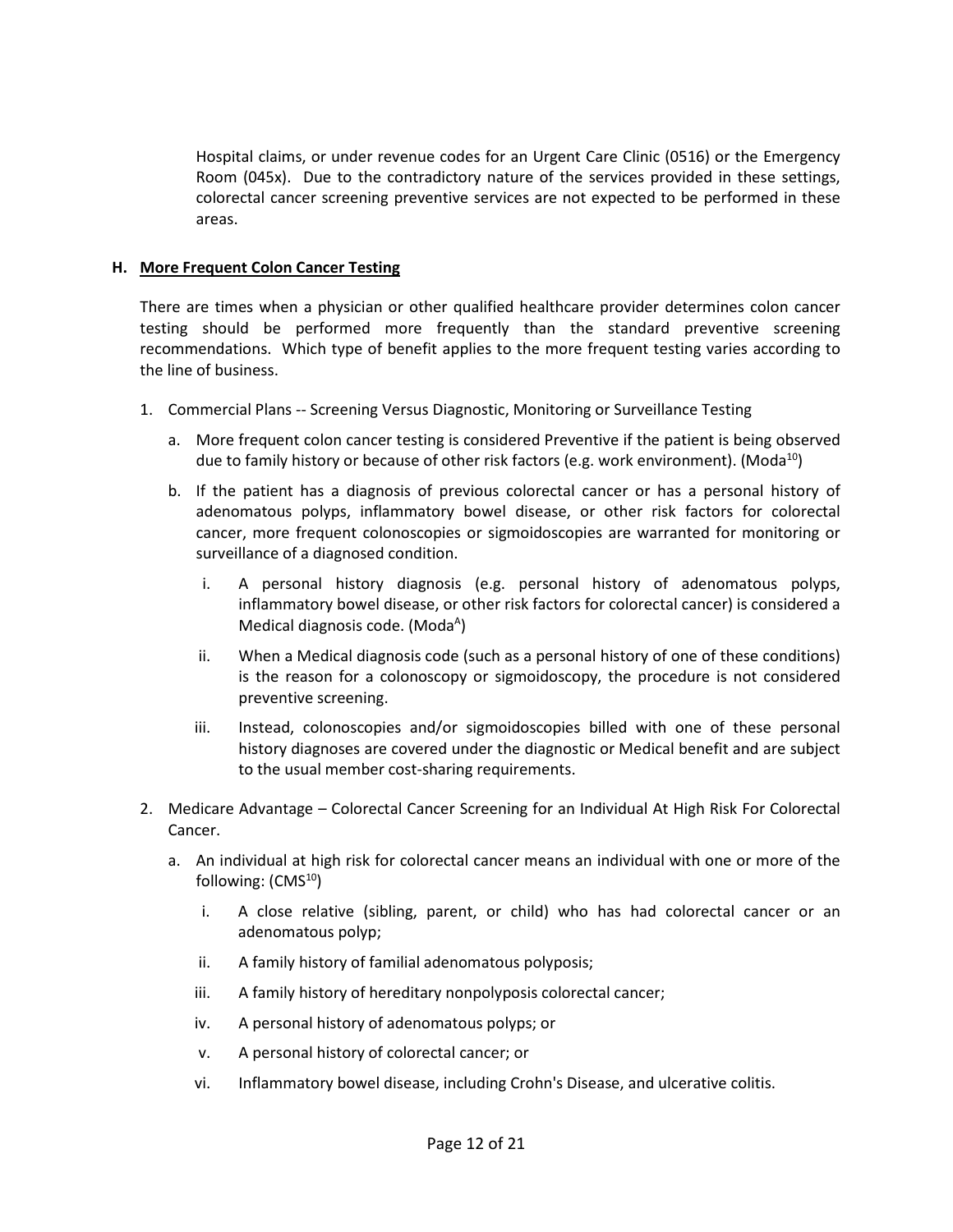Hospital claims, or under revenue codes for an Urgent Care Clinic (0516) or the Emergency Room (045x). Due to the contradictory nature of the services provided in these settings, colorectal cancer screening preventive services are not expected to be performed in these areas.

**H. More Frequent Colon Cancer Testing**

There are times when a physician or other qualified healthcare provider determines colon cancer testing should be performed more frequently than the standard preventive screening recommendations. Which type of benefit applies to the more frequent testing varies according to the line of business.

1. Commercial Plans -- Screening Versus Diagnostic, Monitoring or Surveillance Testing
   a. More frequent colon cancer testing is considered Preventive if the patient is being observed due to family history or because of other risk factors (e.g. work environment). (Moda[10])
   b. If the patient has a diagnosis of previous colorectal cancer or has a personal history of adenomatous polyps, inflammatory bowel disease, or other risk factors for colorectal cancer, more frequent colonoscopies or sigmoidoscopies are warranted for monitoring or surveillance of a diagnosed condition.
      i. A personal history diagnosis (e.g. personal history of adenomatous polyps, inflammatory bowel disease, or other risk factors for colorectal cancer) is considered a Medical diagnosis code. (Moda[A])
      ii. When a Medical diagnosis code (such as a personal history of one of these conditions) is the reason for a colonoscopy or sigmoidoscopy, the procedure is not considered preventive screening.
      iii. Instead, colonoscopies and/or sigmoidoscopies billed with one of these personal history diagnoses are covered under the diagnostic or Medical benefit and are subject to the usual member cost-sharing requirements.
2. Medicare Advantage – Colorectal Cancer Screening for an Individual At High Risk For Colorectal Cancer.
   a. An individual at high risk for colorectal cancer means an individual with one or more of the following: (CMS[10])
      i. A close relative (sibling, parent, or child) who has had colorectal cancer or an adenomatous polyp;
      ii. A family history of familial adenomatous polyposis;
      iii. A family history of hereditary nonpolyposis colorectal cancer;
      iv. A personal history of adenomatous polyps; or
      v. A personal history of colorectal cancer; or
      vi. Inflammatory bowel disease, including Crohn's Disease, and ulcerative colitis.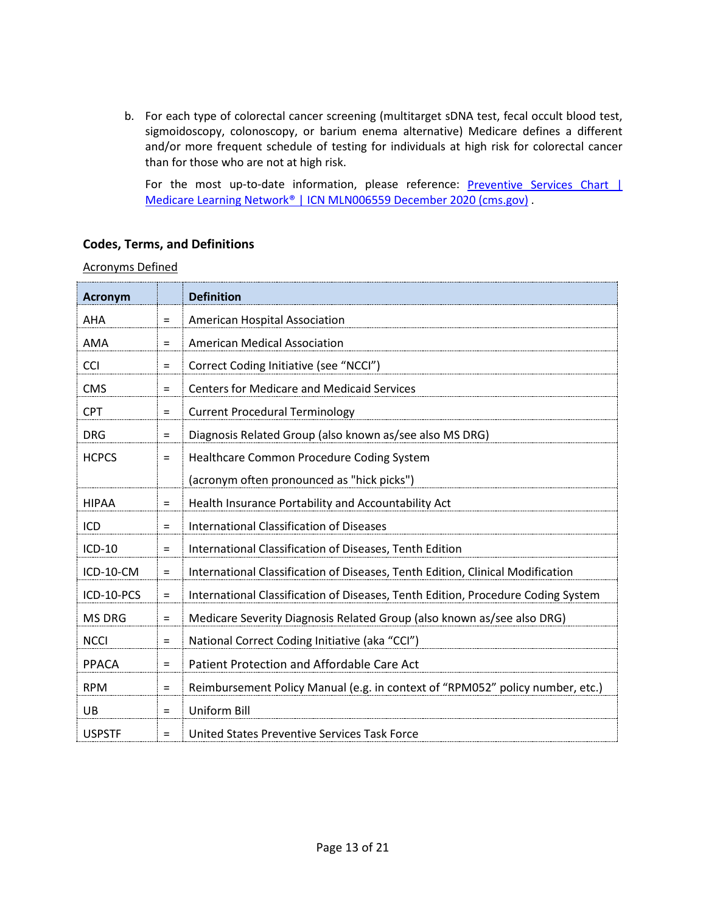b. For each type of colorectal cancer screening (multitarget sDNA test, fecal occult blood test, sigmoidoscopy, colonoscopy, or barium enema alternative) Medicare defines a different and/or more frequent schedule of testing for individuals at high risk for colorectal cancer than for those who are not at high risk.

   For the most up-to-date information, please reference: [Preventive Services Chart | Medicare Learning Network® | ICN MLN006559 December 2020 (cms.gov)](cms.gov) .

### Codes, Terms, and Definitions

Acronyms Defined

| Acronym | | Definition |
|---|---|---|
| AHA | = | American Hospital Association |
| AMA | = | American Medical Association |
| CCI | = | Correct Coding Initiative (see "NCCI") |
| CMS | = | Centers for Medicare and Medicaid Services |
| CPT | = | Current Procedural Terminology |
| DRG | = | Diagnosis Related Group (also known as/see also MS DRG) |
| HCPCS | = | Healthcare Common Procedure Coding System (acronym often pronounced as "hick picks") |
| HIPAA | = | Health Insurance Portability and Accountability Act |
| ICD | = | International Classification of Diseases |
| ICD-10 | = | International Classification of Diseases, Tenth Edition |
| ICD-10-CM | = | International Classification of Diseases, Tenth Edition, Clinical Modification |
| ICD-10-PCS | = | International Classification of Diseases, Tenth Edition, Procedure Coding System |
| MS DRG | = | Medicare Severity Diagnosis Related Group (also known as/see also DRG) |
| NCCI | = | National Correct Coding Initiative (aka "CCI") |
| PPACA | = | Patient Protection and Affordable Care Act |
| RPM | = | Reimbursement Policy Manual (e.g. in context of "RPM052" policy number, etc.) |
| UB | = | Uniform Bill |
| USPSTF | = | United States Preventive Services Task Force |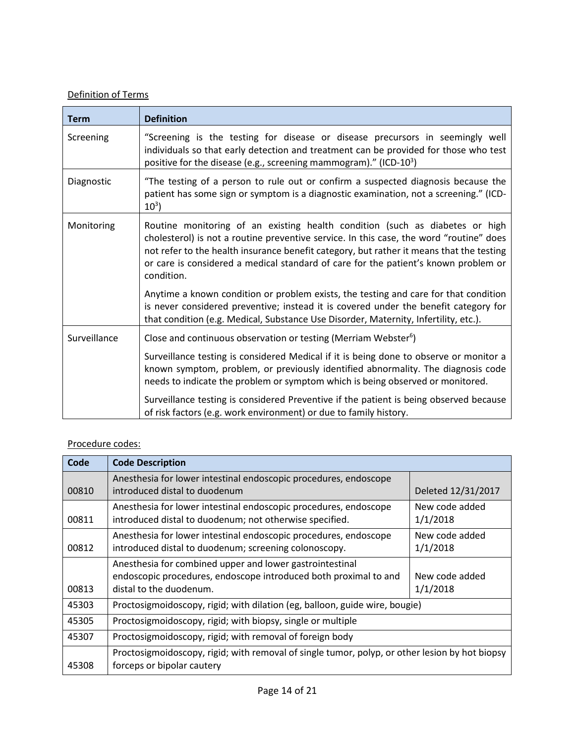Definition of Terms

| Term | Definition |
|---|---|
| Screening | "Screening is the testing for disease or disease precursors in seemingly well individuals so that early detection and treatment can be provided for those who test positive for the disease (e.g., screening mammogram)." (ICD-10[3]) |
| Diagnostic | "The testing of a person to rule out or confirm a suspected diagnosis because the patient has some sign or symptom is a diagnostic examination, not a screening." (ICD-10[3]) |
| Monitoring | Routine monitoring of an existing health condition (such as diabetes or high cholesterol) is not a routine preventive service. In this case, the word "routine" does not refer to the health insurance benefit category, but rather it means that the testing or care is considered a medical standard of care for the patient's known problem or condition.<br><br>Anytime a known condition or problem exists, the testing and care for that condition is never considered preventive; instead it is covered under the benefit category for that condition (e.g. Medical, Substance Use Disorder, Maternity, Infertility, etc.). |
| Surveillance | Close and continuous observation or testing (Merriam Webster[6])<br><br>Surveillance testing is considered Medical if it is being done to observe or monitor a known symptom, problem, or previously identified abnormality. The diagnosis code needs to indicate the problem or symptom which is being observed or monitored.<br><br>Surveillance testing is considered Preventive if the patient is being observed because of risk factors (e.g. work environment) or due to family history. |

Procedure codes:

| Code | Code Description | |
|---|---|---|
| 00810 | Anesthesia for lower intestinal endoscopic procedures, endoscope introduced distal to duodenum | Deleted 12/31/2017 |
| 00811 | Anesthesia for lower intestinal endoscopic procedures, endoscope introduced distal to duodenum; not otherwise specified. | New code added 1/1/2018 |
| 00812 | Anesthesia for lower intestinal endoscopic procedures, endoscope introduced distal to duodenum; screening colonoscopy. | New code added 1/1/2018 |
| 00813 | Anesthesia for combined upper and lower gastrointestinal endoscopic procedures, endoscope introduced both proximal to and distal to the duodenum. | New code added 1/1/2018 |
| 45303 | Proctosigmoidoscopy, rigid; with dilation (eg, balloon, guide wire, bougie) | |
| 45305 | Proctosigmoidoscopy, rigid; with biopsy, single or multiple | |
| 45307 | Proctosigmoidoscopy, rigid; with removal of foreign body | |
| 45308 | Proctosigmoidoscopy, rigid; with removal of single tumor, polyp, or other lesion by hot biopsy forceps or bipolar cautery | |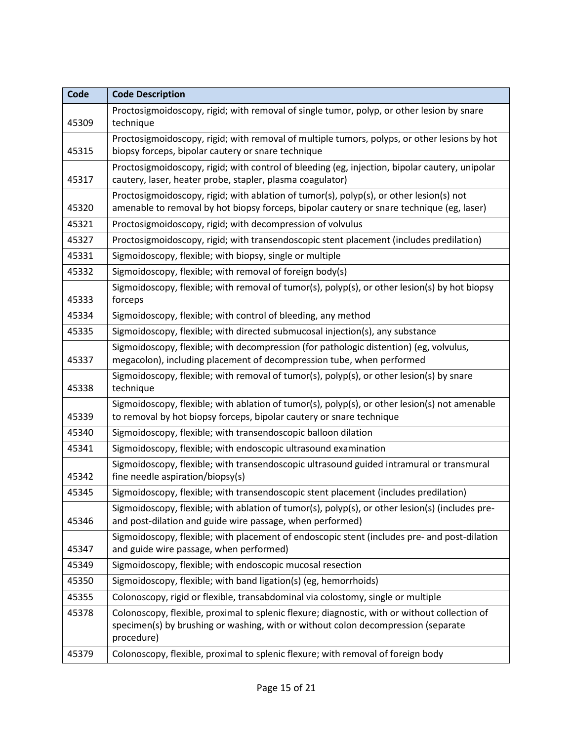| Code | Code Description |
| --- | --- |
| 45309 | Proctosigmoidoscopy, rigid; with removal of single tumor, polyp, or other lesion by snare technique |
| 45315 | Proctosigmoidoscopy, rigid; with removal of multiple tumors, polyps, or other lesions by hot biopsy forceps, bipolar cautery or snare technique |
| 45317 | Proctosigmoidoscopy, rigid; with control of bleeding (eg, injection, bipolar cautery, unipolar cautery, laser, heater probe, stapler, plasma coagulator) |
| 45320 | Proctosigmoidoscopy, rigid; with ablation of tumor(s), polyp(s), or other lesion(s) not amenable to removal by hot biopsy forceps, bipolar cautery or snare technique (eg, laser) |
| 45321 | Proctosigmoidoscopy, rigid; with decompression of volvulus |
| 45327 | Proctosigmoidoscopy, rigid; with transendoscopic stent placement (includes predilation) |
| 45331 | Sigmoidoscopy, flexible; with biopsy, single or multiple |
| 45332 | Sigmoidoscopy, flexible; with removal of foreign body(s) |
| 45333 | Sigmoidoscopy, flexible; with removal of tumor(s), polyp(s), or other lesion(s) by hot biopsy forceps |
| 45334 | Sigmoidoscopy, flexible; with control of bleeding, any method |
| 45335 | Sigmoidoscopy, flexible; with directed submucosal injection(s), any substance |
| 45337 | Sigmoidoscopy, flexible; with decompression (for pathologic distention) (eg, volvulus, megacolon), including placement of decompression tube, when performed |
| 45338 | Sigmoidoscopy, flexible; with removal of tumor(s), polyp(s), or other lesion(s) by snare technique |
| 45339 | Sigmoidoscopy, flexible; with ablation of tumor(s), polyp(s), or other lesion(s) not amenable to removal by hot biopsy forceps, bipolar cautery or snare technique |
| 45340 | Sigmoidoscopy, flexible; with transendoscopic balloon dilation |
| 45341 | Sigmoidoscopy, flexible; with endoscopic ultrasound examination |
| 45342 | Sigmoidoscopy, flexible; with transendoscopic ultrasound guided intramural or transmural fine needle aspiration/biopsy(s) |
| 45345 | Sigmoidoscopy, flexible; with transendoscopic stent placement (includes predilation) |
| 45346 | Sigmoidoscopy, flexible; with ablation of tumor(s), polyp(s), or other lesion(s) (includes pre- and post-dilation and guide wire passage, when performed) |
| 45347 | Sigmoidoscopy, flexible; with placement of endoscopic stent (includes pre- and post-dilation and guide wire passage, when performed) |
| 45349 | Sigmoidoscopy, flexible; with endoscopic mucosal resection |
| 45350 | Sigmoidoscopy, flexible; with band ligation(s) (eg, hemorrhoids) |
| 45355 | Colonoscopy, rigid or flexible, transabdominal via colostomy, single or multiple |
| 45378 | Colonoscopy, flexible, proximal to splenic flexure; diagnostic, with or without collection of specimen(s) by brushing or washing, with or without colon decompression (separate procedure) |
| 45379 | Colonoscopy, flexible, proximal to splenic flexure; with removal of foreign body |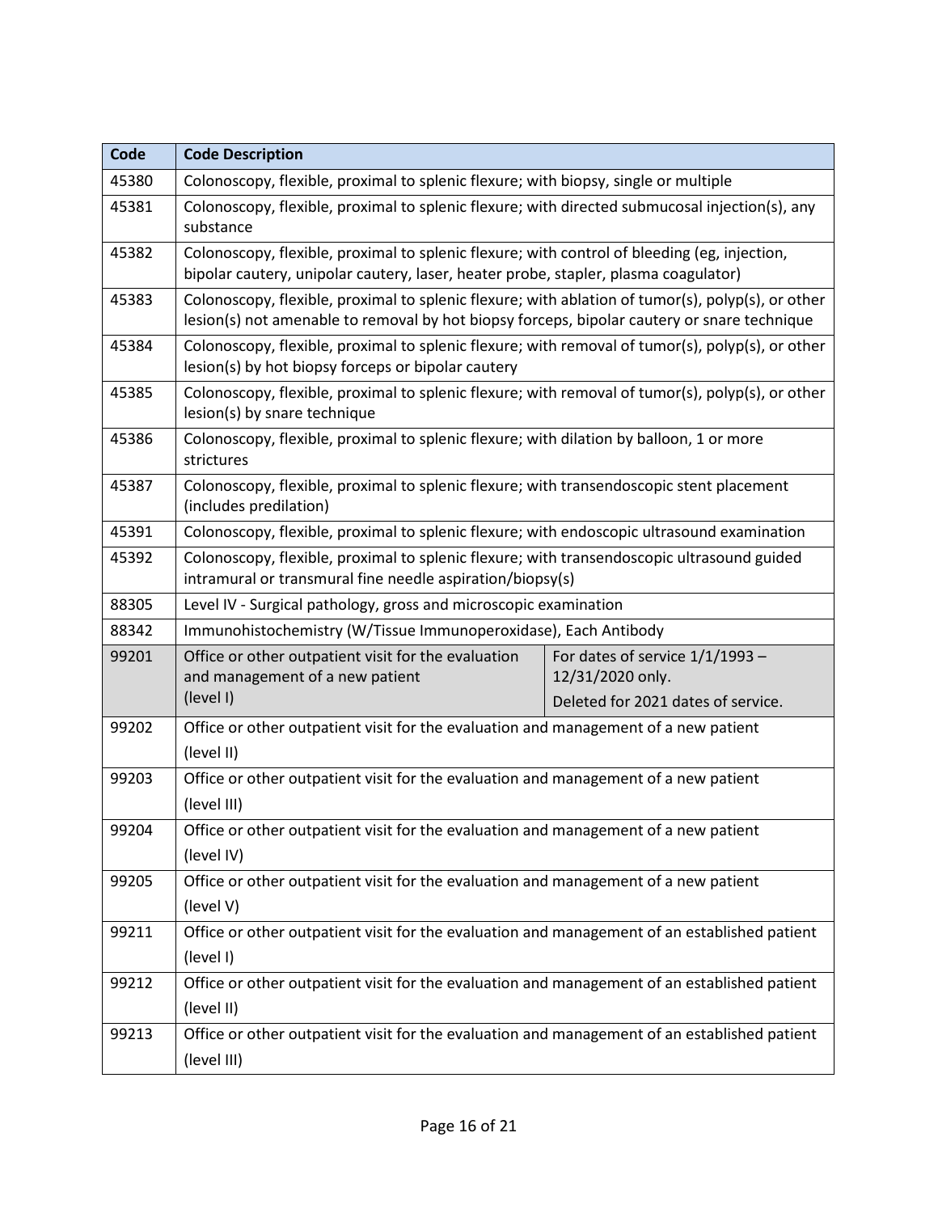| Code | Code Description |
|---|---|
| 45380 | Colonoscopy, flexible, proximal to splenic flexure; with biopsy, single or multiple |
| 45381 | Colonoscopy, flexible, proximal to splenic flexure; with directed submucosal injection(s), any substance |
| 45382 | Colonoscopy, flexible, proximal to splenic flexure; with control of bleeding (eg, injection, bipolar cautery, unipolar cautery, laser, heater probe, stapler, plasma coagulator) |
| 45383 | Colonoscopy, flexible, proximal to splenic flexure; with ablation of tumor(s), polyp(s), or other lesion(s) not amenable to removal by hot biopsy forceps, bipolar cautery or snare technique |
| 45384 | Colonoscopy, flexible, proximal to splenic flexure; with removal of tumor(s), polyp(s), or other lesion(s) by hot biopsy forceps or bipolar cautery |
| 45385 | Colonoscopy, flexible, proximal to splenic flexure; with removal of tumor(s), polyp(s), or other lesion(s) by snare technique |
| 45386 | Colonoscopy, flexible, proximal to splenic flexure; with dilation by balloon, 1 or more strictures |
| 45387 | Colonoscopy, flexible, proximal to splenic flexure; with transendoscopic stent placement (includes predilation) |
| 45391 | Colonoscopy, flexible, proximal to splenic flexure; with endoscopic ultrasound examination |
| 45392 | Colonoscopy, flexible, proximal to splenic flexure; with transendoscopic ultrasound guided intramural or transmural fine needle aspiration/biopsy(s) |
| 88305 | Level IV - Surgical pathology, gross and microscopic examination |
| 88342 | Immunohistochemistry (W/Tissue Immunoperoxidase), Each Antibody |
| 99201 | Office or other outpatient visit for the evaluation and management of a new patient (level I) — For dates of service 1/1/1993 – 12/31/2020 only. Deleted for 2021 dates of service. |
| 99202 | Office or other outpatient visit for the evaluation and management of a new patient (level II) |
| 99203 | Office or other outpatient visit for the evaluation and management of a new patient (level III) |
| 99204 | Office or other outpatient visit for the evaluation and management of a new patient (level IV) |
| 99205 | Office or other outpatient visit for the evaluation and management of a new patient (level V) |
| 99211 | Office or other outpatient visit for the evaluation and management of an established patient (level I) |
| 99212 | Office or other outpatient visit for the evaluation and management of an established patient (level II) |
| 99213 | Office or other outpatient visit for the evaluation and management of an established patient (level III) |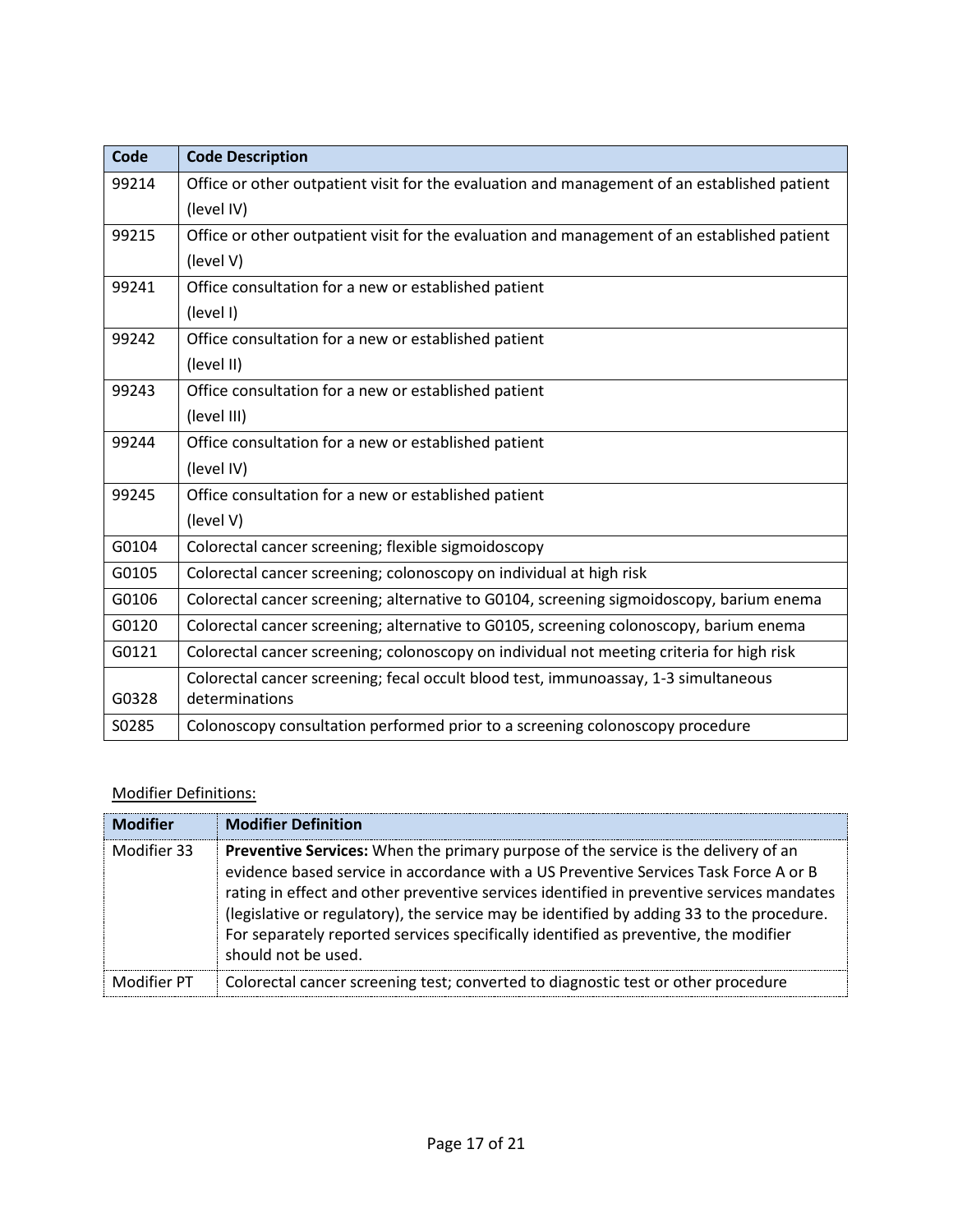| Code | Code Description |
| --- | --- |
| 99214 | Office or other outpatient visit for the evaluation and management of an established patient (level IV) |
| 99215 | Office or other outpatient visit for the evaluation and management of an established patient (level V) |
| 99241 | Office consultation for a new or established patient (level I) |
| 99242 | Office consultation for a new or established patient (level II) |
| 99243 | Office consultation for a new or established patient (level III) |
| 99244 | Office consultation for a new or established patient (level IV) |
| 99245 | Office consultation for a new or established patient (level V) |
| G0104 | Colorectal cancer screening; flexible sigmoidoscopy |
| G0105 | Colorectal cancer screening; colonoscopy on individual at high risk |
| G0106 | Colorectal cancer screening; alternative to G0104, screening sigmoidoscopy, barium enema |
| G0120 | Colorectal cancer screening; alternative to G0105, screening colonoscopy, barium enema |
| G0121 | Colorectal cancer screening; colonoscopy on individual not meeting criteria for high risk |
| G0328 | Colorectal cancer screening; fecal occult blood test, immunoassay, 1-3 simultaneous determinations |
| S0285 | Colonoscopy consultation performed prior to a screening colonoscopy procedure |

Modifier Definitions:

| Modifier | Modifier Definition |
| --- | --- |
| Modifier 33 | **Preventive Services:** When the primary purpose of the service is the delivery of an evidence based service in accordance with a US Preventive Services Task Force A or B rating in effect and other preventive services identified in preventive services mandates (legislative or regulatory), the service may be identified by adding 33 to the procedure. For separately reported services specifically identified as preventive, the modifier should not be used. |
| Modifier PT | Colorectal cancer screening test; converted to diagnostic test or other procedure |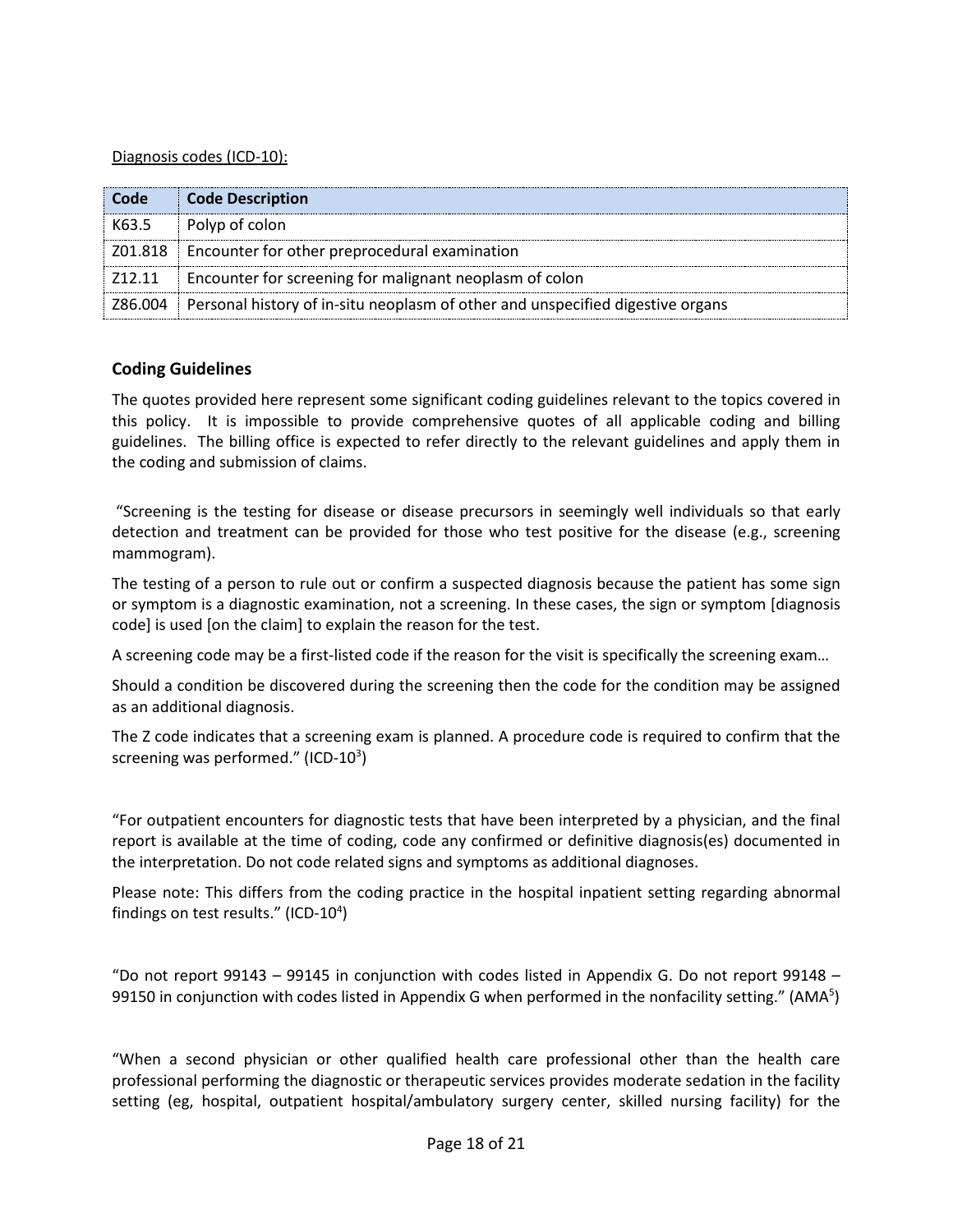Diagnosis codes (ICD-10):

| Code | Code Description |
| --- | --- |
| K63.5 | Polyp of colon |
| Z01.818 | Encounter for other preprocedural examination |
| Z12.11 | Encounter for screening for malignant neoplasm of colon |
| Z86.004 | Personal history of in-situ neoplasm of other and unspecified digestive organs |

## Coding Guidelines

The quotes provided here represent some significant coding guidelines relevant to the topics covered in this policy. It is impossible to provide comprehensive quotes of all applicable coding and billing guidelines. The billing office is expected to refer directly to the relevant guidelines and apply them in the coding and submission of claims.

"Screening is the testing for disease or disease precursors in seemingly well individuals so that early detection and treatment can be provided for those who test positive for the disease (e.g., screening mammogram).

The testing of a person to rule out or confirm a suspected diagnosis because the patient has some sign or symptom is a diagnostic examination, not a screening. In these cases, the sign or symptom [diagnosis code] is used [on the claim] to explain the reason for the test.

A screening code may be a first-listed code if the reason for the visit is specifically the screening exam…

Should a condition be discovered during the screening then the code for the condition may be assigned as an additional diagnosis.

The Z code indicates that a screening exam is planned. A procedure code is required to confirm that the screening was performed." (ICD-10[3])

"For outpatient encounters for diagnostic tests that have been interpreted by a physician, and the final report is available at the time of coding, code any confirmed or definitive diagnosis(es) documented in the interpretation. Do not code related signs and symptoms as additional diagnoses.

Please note: This differs from the coding practice in the hospital inpatient setting regarding abnormal findings on test results." (ICD-10[4])

"Do not report 99143 – 99145 in conjunction with codes listed in Appendix G. Do not report 99148 – 99150 in conjunction with codes listed in Appendix G when performed in the nonfacility setting." (AMA[5])

"When a second physician or other qualified health care professional other than the health care professional performing the diagnostic or therapeutic services provides moderate sedation in the facility setting (eg, hospital, outpatient hospital/ambulatory surgery center, skilled nursing facility) for the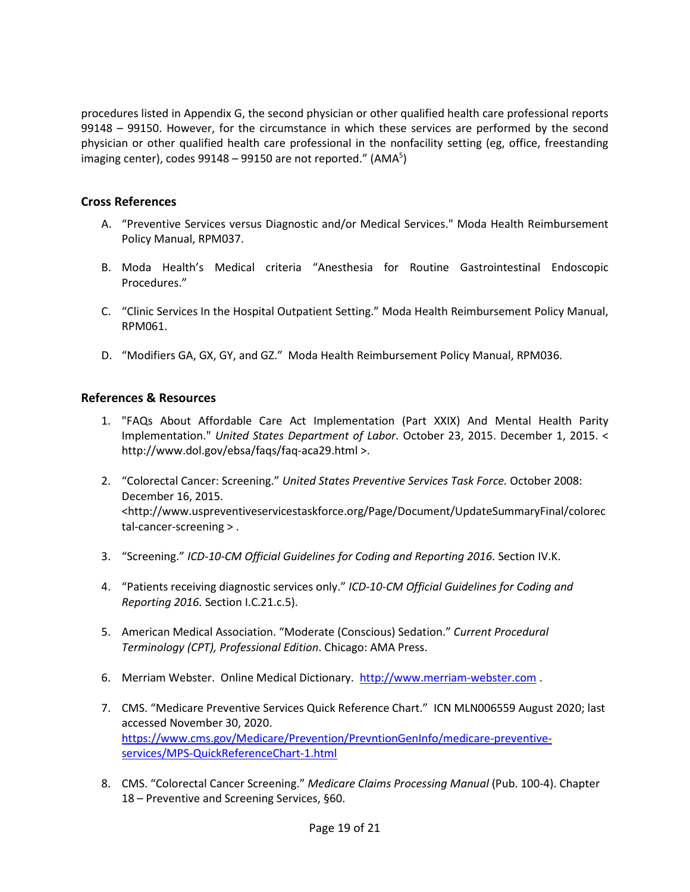procedures listed in Appendix G, the second physician or other qualified health care professional reports 99148 – 99150. However, for the circumstance in which these services are performed by the second physician or other qualified health care professional in the nonfacility setting (eg, office, freestanding imaging center), codes 99148 – 99150 are not reported." (AMA[5])

## Cross References

A. "Preventive Services versus Diagnostic and/or Medical Services." Moda Health Reimbursement Policy Manual, RPM037.

B. Moda Health's Medical criteria "Anesthesia for Routine Gastrointestinal Endoscopic Procedures."

C. "Clinic Services In the Hospital Outpatient Setting." Moda Health Reimbursement Policy Manual, RPM061.

D. "Modifiers GA, GX, GY, and GZ." Moda Health Reimbursement Policy Manual, RPM036.

## References & Resources

1. "FAQs About Affordable Care Act Implementation (Part XXIX) And Mental Health Parity Implementation." *United States Department of Labor*. October 23, 2015. December 1, 2015. < http://www.dol.gov/ebsa/faqs/faq-aca29.html >.

2. "Colorectal Cancer: Screening." *United States Preventive Services Task Force.* October 2008: December 16, 2015. <http://www.uspreventiveservicestaskforce.org/Page/Document/UpdateSummaryFinal/colorectal-cancer-screening > .

3. "Screening." *ICD-10-CM Official Guidelines for Coding and Reporting 2016.* Section IV.K.

4. "Patients receiving diagnostic services only." *ICD-10-CM Official Guidelines for Coding and Reporting 2016.* Section I.C.21.c.5).

5. American Medical Association. "Moderate (Conscious) Sedation." *Current Procedural Terminology (CPT), Professional Edition*. Chicago: AMA Press.

6. Merriam Webster. Online Medical Dictionary. http://www.merriam-webster.com .

7. CMS. "Medicare Preventive Services Quick Reference Chart." ICN MLN006559 August 2020; last accessed November 30, 2020. https://www.cms.gov/Medicare/Prevention/PrevntionGenInfo/medicare-preventive-services/MPS-QuickReferenceChart-1.html

8. CMS. "Colorectal Cancer Screening." *Medicare Claims Processing Manual* (Pub. 100-4). Chapter 18 – Preventive and Screening Services, §60.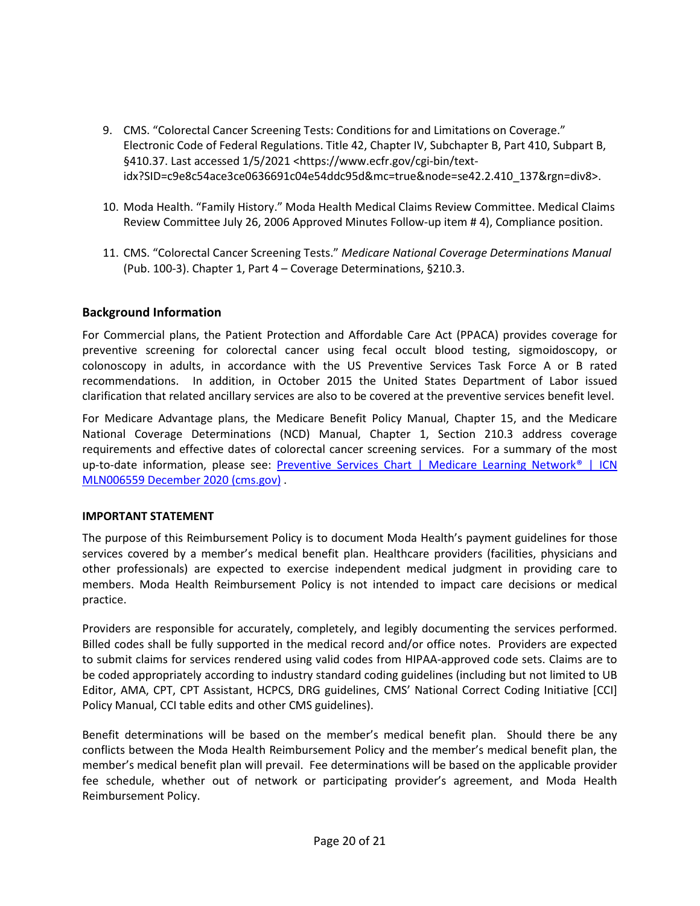9. CMS. "Colorectal Cancer Screening Tests: Conditions for and Limitations on Coverage." Electronic Code of Federal Regulations. Title 42, Chapter IV, Subchapter B, Part 410, Subpart B, §410.37. Last accessed 1/5/2021 <https://www.ecfr.gov/cgi-bin/text-idx?SID=c9e8c54ace3ce0636691c04e54ddc95d&mc=true&node=se42.2.410_137&rgn=div8>.

10. Moda Health. "Family History." Moda Health Medical Claims Review Committee. Medical Claims Review Committee July 26, 2006 Approved Minutes Follow-up item # 4), Compliance position.

11. CMS. "Colorectal Cancer Screening Tests." *Medicare National Coverage Determinations Manual* (Pub. 100-3). Chapter 1, Part 4 – Coverage Determinations, §210.3.

## Background Information

For Commercial plans, the Patient Protection and Affordable Care Act (PPACA) provides coverage for preventive screening for colorectal cancer using fecal occult blood testing, sigmoidoscopy, or colonoscopy in adults, in accordance with the US Preventive Services Task Force A or B rated recommendations. In addition, in October 2015 the United States Department of Labor issued clarification that related ancillary services are also to be covered at the preventive services benefit level.

For Medicare Advantage plans, the Medicare Benefit Policy Manual, Chapter 15, and the Medicare National Coverage Determinations (NCD) Manual, Chapter 1, Section 210.3 address coverage requirements and effective dates of colorectal cancer screening services. For a summary of the most up-to-date information, please see: [Preventive Services Chart | Medicare Learning Network® | ICN MLN006559 December 2020 (cms.gov)](cms.gov) .

**IMPORTANT STATEMENT**

The purpose of this Reimbursement Policy is to document Moda Health's payment guidelines for those services covered by a member's medical benefit plan. Healthcare providers (facilities, physicians and other professionals) are expected to exercise independent medical judgment in providing care to members. Moda Health Reimbursement Policy is not intended to impact care decisions or medical practice.

Providers are responsible for accurately, completely, and legibly documenting the services performed. Billed codes shall be fully supported in the medical record and/or office notes. Providers are expected to submit claims for services rendered using valid codes from HIPAA-approved code sets. Claims are to be coded appropriately according to industry standard coding guidelines (including but not limited to UB Editor, AMA, CPT, CPT Assistant, HCPCS, DRG guidelines, CMS' National Correct Coding Initiative [CCI] Policy Manual, CCI table edits and other CMS guidelines).

Benefit determinations will be based on the member's medical benefit plan. Should there be any conflicts between the Moda Health Reimbursement Policy and the member's medical benefit plan, the member's medical benefit plan will prevail. Fee determinations will be based on the applicable provider fee schedule, whether out of network or participating provider's agreement, and Moda Health Reimbursement Policy.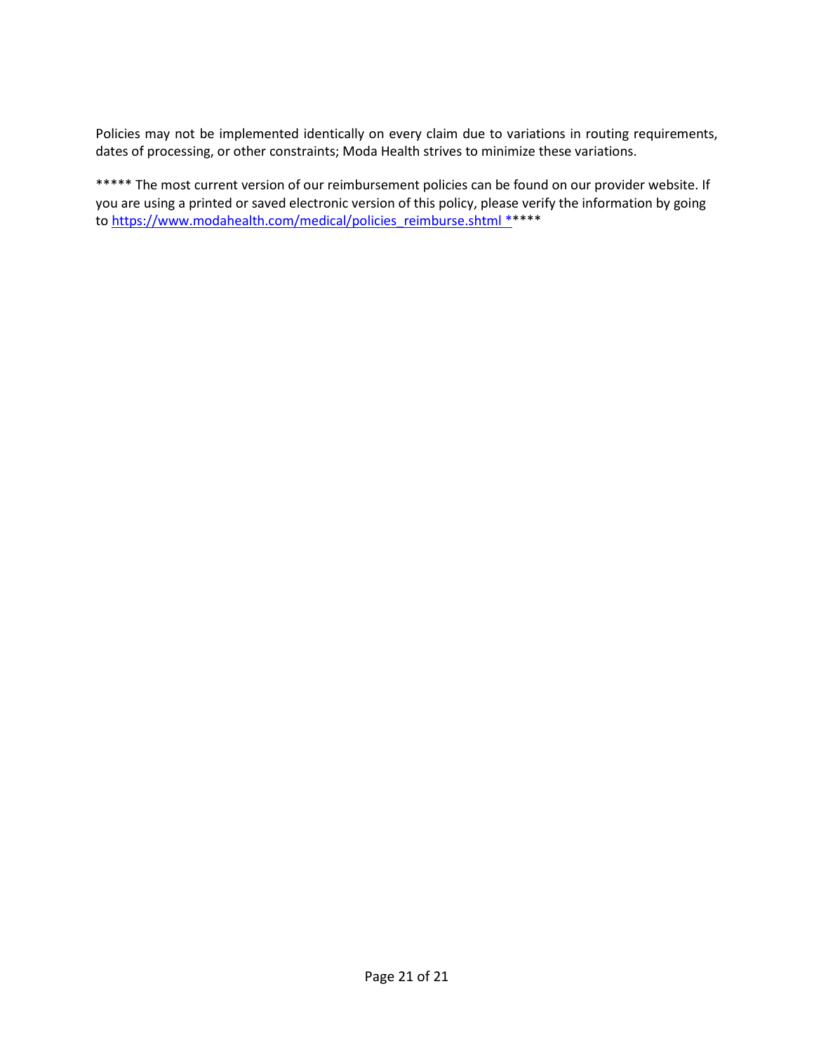Policies may not be implemented identically on every claim due to variations in routing requirements, dates of processing, or other constraints; Moda Health strives to minimize these variations.

***** The most current version of our reimbursement policies can be found on our provider website. If you are using a printed or saved electronic version of this policy, please verify the information by going to https://www.modahealth.com/medical/policies_reimburse.shtml *****